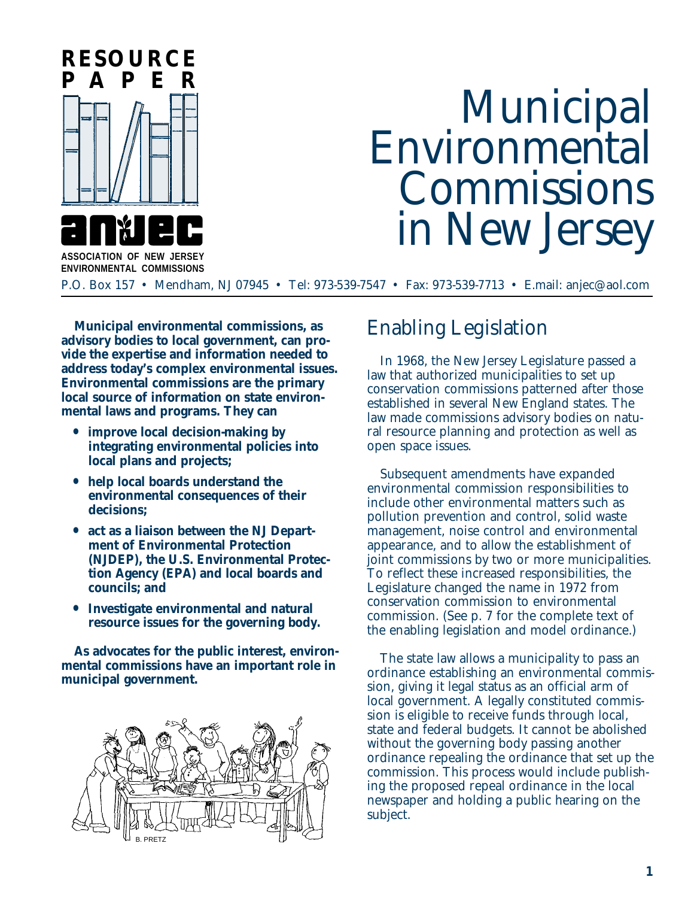# RESOURCE PAPER

**ASSOCIATION OF NEW JERSEY ENVIRONMENTAL COMMISSIONS**

# Municipal Environmental Commissions in New Jersey

P.O. Box 157 • Mendham, NJ 07945 • Tel: 973-539-7547 • Fax: 973-539-7713 • E.mail: anjec@aol.com

**Municipal environmental commissions, as advisory bodies to local government, can provide the expertise and information needed to address today's complex environmental issues. Environmental commissions are the primary local source of information on state environmental laws and programs. They can**

- **improve local decision-making by integrating environmental policies into local plans and projects;**
- **help local boards understand the environmental consequences of their decisions;**
- **act as a liaison between the NJ Department of Environmental Protection (NJDEP), the U.S. Environmental Protection Agency (EPA) and local boards and councils; and**
- **Investigate environmental and natural resource issues for the governing body.**

**As advocates for the public interest, environmental commissions have an important role in municipal government.**

## Enabling Legislation

In 1968, the New Jersey Legislature passed a law that authorized municipalities to set up conservation commissions patterned after those established in several New England states. The law made commissions advisory bodies on natural resource planning and protection as well as open space issues.

Subsequent amendments have expanded environmental commission responsibilities to include other environmental matters such as pollution prevention and control, solid waste management, noise control and environmental appearance, and to allow the establishment of joint commissions by two or more municipalities. To reflect these increased responsibilities, the Legislature changed the name in 1972 from conservation commission to environmental commission. (See p. 7 for the complete text of the enabling legislation and model ordinance.)

The state law allows a municipality to pass an ordinance establishing an environmental commission, giving it legal status as an official arm of local government. A legally constituted commission is eligible to receive funds through local, state and federal budgets. It cannot be abolished without the governing body passing another ordinance repealing the ordinance that set up the commission. This process would include publishing the proposed repeal ordinance in the local newspaper and holding a public hearing on the subject.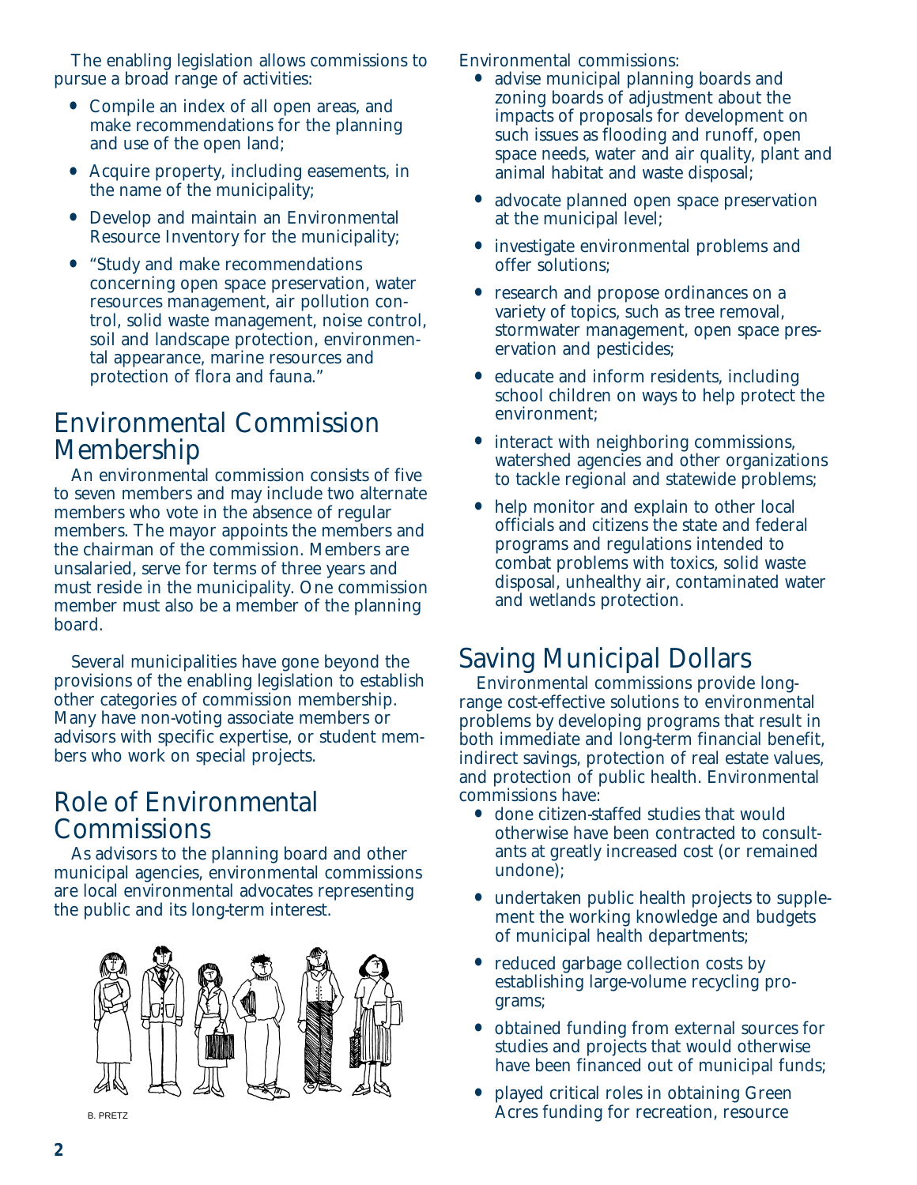The enabling legislation allows commissions to pursue a broad range of activities:

- Compile an index of all open areas, and make recommendations for the planning and use of the open land;
- Acquire property, including easements, in the name of the municipality;
- Develop and maintain an Environmental Resource Inventory for the municipality;
- "Study and make recommendations concerning open space preservation, water resources management, air pollution control, solid waste management, noise control, soil and landscape protection, environmental appearance, marine resources and protection of flora and fauna."

## Environmental Commission Membership

An environmental commission consists of five to seven members and may include two alternate members who vote in the absence of regular members. The mayor appoints the members and the chairman of the commission. Members are unsalaried, serve for terms of three years and must reside in the municipality. One commission member must also be a member of the planning board.

Several municipalities have gone beyond the provisions of the enabling legislation to establish other categories of commission membership. Many have non-voting associate members or advisors with specific expertise, or student members who work on special projects.

## Role of Environmental Commissions

As advisors to the planning board and other municipal agencies, environmental commissions are local environmental advocates representing the public and its long-term interest.

B. PRETZ

Environmental commissions:

- advise municipal planning boards and zoning boards of adjustment about the impacts of proposals for development on such issues as flooding and runoff, open space needs, water and air quality, plant and animal habitat and waste disposal;
- advocate planned open space preservation at the municipal level;
- investigate environmental problems and offer solutions;
- research and propose ordinances on a variety of topics, such as tree removal, stormwater management, open space preservation and pesticides;
- educate and inform residents, including school children on ways to help protect the environment;
- interact with neighboring commissions, watershed agencies and other organizations to tackle regional and statewide problems;
- help monitor and explain to other local officials and citizens the state and federal programs and regulations intended to combat problems with toxics, solid waste disposal, unhealthy air, contaminated water and wetlands protection.

## Saving Municipal Dollars

Environmental commissions provide long-range cost-effective solutions to environmental problems by developing programs that result in both immediate and long-term financial benefit, indirect savings, protection of real estate values, and protection of public health. Environmental commissions have:

- done citizen-staffed studies that would otherwise have been contracted to consultants at greatly increased cost (or remained undone);
- undertaken public health projects to supplement the working knowledge and budgets of municipal health departments;
- reduced garbage collection costs by establishing large-volume recycling programs;
- obtained funding from external sources for studies and projects that would otherwise have been financed out of municipal funds;
- played critical roles in obtaining Green Acres funding for recreation, resource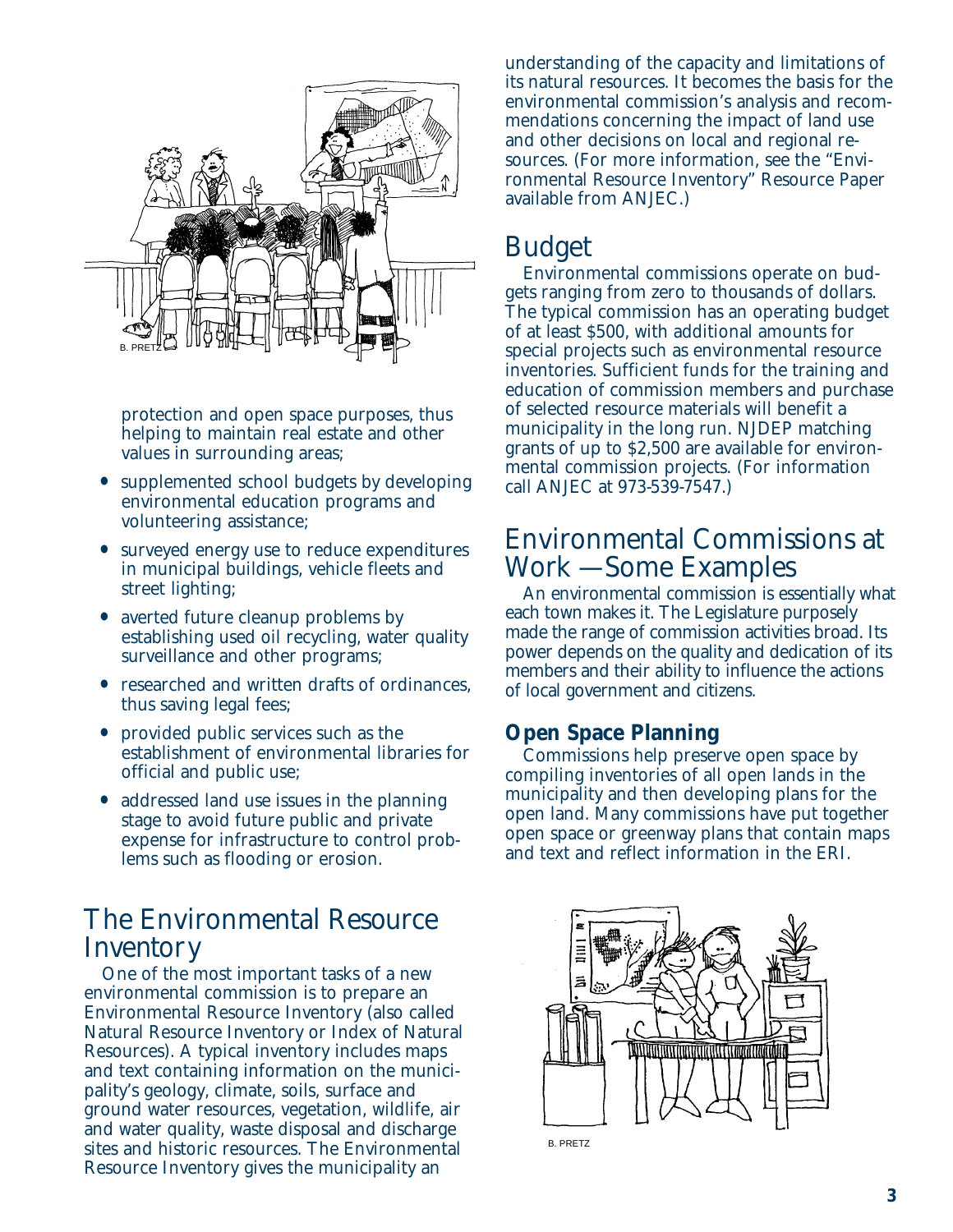protection and open space purposes, thus helping to maintain real estate and other values in surrounding areas;

- supplemented school budgets by developing environmental education programs and volunteering assistance;
- surveyed energy use to reduce expenditures in municipal buildings, vehicle fleets and street lighting;
- averted future cleanup problems by establishing used oil recycling, water quality surveillance and other programs;
- researched and written drafts of ordinances, thus saving legal fees;
- provided public services such as the establishment of environmental libraries for official and public use;
- addressed land use issues in the planning stage to avoid future public and private expense for infrastructure to control problems such as flooding or erosion.

## The Environmental Resource Inventory

One of the most important tasks of a new environmental commission is to prepare an Environmental Resource Inventory (also called Natural Resource Inventory or Index of Natural Resources). A typical inventory includes maps and text containing information on the municipality's geology, climate, soils, surface and ground water resources, vegetation, wildlife, air and water quality, waste disposal and discharge sites and historic resources. The Environmental Resource Inventory gives the municipality an understanding of the capacity and limitations of its natural resources. It becomes the basis for the environmental commission's analysis and recommendations concerning the impact of land use and other decisions on local and regional resources. (For more information, see the "Environmental Resource Inventory" Resource Paper available from ANJEC.)

## Budget

Environmental commissions operate on budgets ranging from zero to thousands of dollars. The typical commission has an operating budget of at least $500, with additional amounts for special projects such as environmental resource inventories. Sufficient funds for the training and education of commission members and purchase of selected resource materials will benefit a municipality in the long run. NJDEP matching grants of up to $2,500 are available for environmental commission projects. (For information call ANJEC at 973-539-7547.)

## Environmental Commissions at Work —Some Examples

An environmental commission is essentially what each town makes it. The Legislature purposely made the range of commission activities broad. Its power depends on the quality and dedication of its members and their ability to influence the actions of local government and citizens.

### Open Space Planning

Commissions help preserve open space by compiling inventories of all open lands in the municipality and then developing plans for the open land. Many commissions have put together open space or greenway plans that contain maps and text and reflect information in the ERI.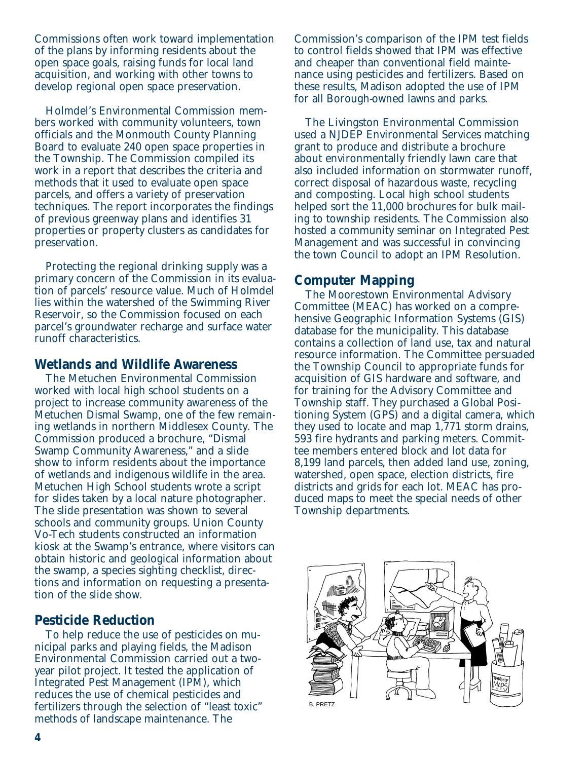Commissions often work toward implementation of the plans by informing residents about the open space goals, raising funds for local land acquisition, and working with other towns to develop regional open space preservation.

Holmdel's Environmental Commission members worked with community volunteers, town officials and the Monmouth County Planning Board to evaluate 240 open space properties in the Township. The Commission compiled its work in a report that describes the criteria and methods that it used to evaluate open space parcels, and offers a variety of preservation techniques. The report incorporates the findings of previous greenway plans and identifies 31 properties or property clusters as candidates for preservation.

Protecting the regional drinking supply was a primary concern of the Commission in its evaluation of parcels' resource value. Much of Holmdel lies within the watershed of the Swimming River Reservoir, so the Commission focused on each parcel's groundwater recharge and surface water runoff characteristics.

## Wetlands and Wildlife Awareness

The Metuchen Environmental Commission worked with local high school students on a project to increase community awareness of the Metuchen Dismal Swamp, one of the few remaining wetlands in northern Middlesex County. The Commission produced a brochure, "Dismal Swamp Community Awareness," and a slide show to inform residents about the importance of wetlands and indigenous wildlife in the area. Metuchen High School students wrote a script for slides taken by a local nature photographer. The slide presentation was shown to several schools and community groups. Union County Vo-Tech students constructed an information kiosk at the Swamp's entrance, where visitors can obtain historic and geological information about the swamp, a species sighting checklist, directions and information on requesting a presentation of the slide show.

## Pesticide Reduction

To help reduce the use of pesticides on municipal parks and playing fields, the Madison Environmental Commission carried out a two-year pilot project. It tested the application of Integrated Pest Management (IPM), which reduces the use of chemical pesticides and fertilizers through the selection of "least toxic" methods of landscape maintenance. The Commission's comparison of the IPM test fields to control fields showed that IPM was effective and cheaper than conventional field maintenance using pesticides and fertilizers. Based on these results, Madison adopted the use of IPM for all Borough-owned lawns and parks.

The Livingston Environmental Commission used a NJDEP Environmental Services matching grant to produce and distribute a brochure about environmentally friendly lawn care that also included information on stormwater runoff, correct disposal of hazardous waste, recycling and composting. Local high school students helped sort the 11,000 brochures for bulk mailing to township residents. The Commission also hosted a community seminar on Integrated Pest Management and was successful in convincing the town Council to adopt an IPM Resolution.

## Computer Mapping

The Moorestown Environmental Advisory Committee (MEAC) has worked on a comprehensive Geographic Information Systems (GIS) database for the municipality. This database contains a collection of land use, tax and natural resource information. The Committee persuaded the Township Council to appropriate funds for acquisition of GIS hardware and software, and for training for the Advisory Committee and Township staff. They purchased a Global Positioning System (GPS) and a digital camera, which they used to locate and map 1,771 storm drains, 593 fire hydrants and parking meters. Committee members entered block and lot data for 8,199 land parcels, then added land use, zoning, watershed, open space, election districts, fire districts and grids for each lot. MEAC has produced maps to meet the special needs of other Township departments.

B. PRETZ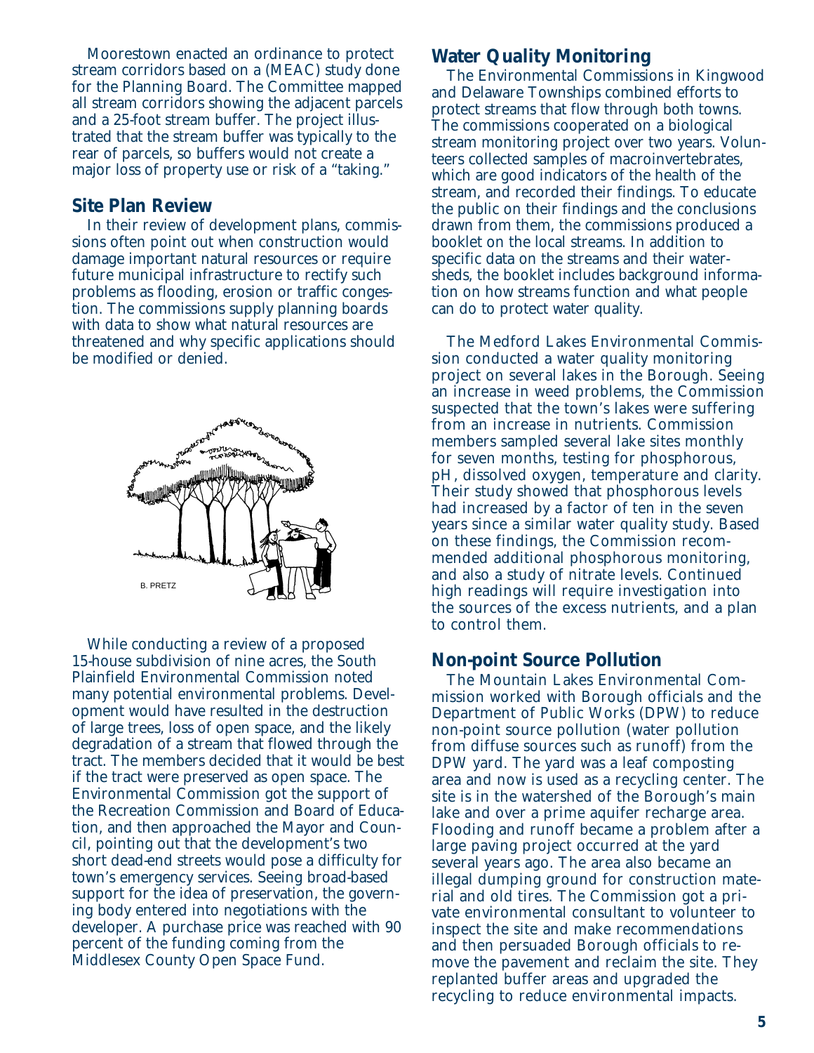Moorestown enacted an ordinance to protect stream corridors based on a (MEAC) study done for the Planning Board. The Committee mapped all stream corridors showing the adjacent parcels and a 25-foot stream buffer. The project illustrated that the stream buffer was typically to the rear of parcels, so buffers would not create a major loss of property use or risk of a "taking."

## Site Plan Review

In their review of development plans, commissions often point out when construction would damage important natural resources or require future municipal infrastructure to rectify such problems as flooding, erosion or traffic congestion. The commissions supply planning boards with data to show what natural resources are threatened and why specific applications should be modified or denied.

While conducting a review of a proposed 15-house subdivision of nine acres, the South Plainfield Environmental Commission noted many potential environmental problems. Development would have resulted in the destruction of large trees, loss of open space, and the likely degradation of a stream that flowed through the tract. The members decided that it would be best if the tract were preserved as open space. The Environmental Commission got the support of the Recreation Commission and Board of Education, and then approached the Mayor and Council, pointing out that the development's two short dead-end streets would pose a difficulty for town's emergency services. Seeing broad-based support for the idea of preservation, the governing body entered into negotiations with the developer. A purchase price was reached with 90 percent of the funding coming from the Middlesex County Open Space Fund.

## Water Quality Monitoring

The Environmental Commissions in Kingwood and Delaware Townships combined efforts to protect streams that flow through both towns. The commissions cooperated on a biological stream monitoring project over two years. Volunteers collected samples of macroinvertebrates, which are good indicators of the health of the stream, and recorded their findings. To educate the public on their findings and the conclusions drawn from them, the commissions produced a booklet on the local streams. In addition to specific data on the streams and their watersheds, the booklet includes background information on how streams function and what people can do to protect water quality.

The Medford Lakes Environmental Commission conducted a water quality monitoring project on several lakes in the Borough. Seeing an increase in weed problems, the Commission suspected that the town's lakes were suffering from an increase in nutrients. Commission members sampled several lake sites monthly for seven months, testing for phosphorous, pH, dissolved oxygen, temperature and clarity. Their study showed that phosphorous levels had increased by a factor of ten in the seven years since a similar water quality study. Based on these findings, the Commission recommended additional phosphorous monitoring, and also a study of nitrate levels. Continued high readings will require investigation into the sources of the excess nutrients, and a plan to control them.

## Non-point Source Pollution

The Mountain Lakes Environmental Commission worked with Borough officials and the Department of Public Works (DPW) to reduce non-point source pollution (water pollution from diffuse sources such as runoff) from the DPW yard. The yard was a leaf composting area and now is used as a recycling center. The site is in the watershed of the Borough's main lake and over a prime aquifer recharge area. Flooding and runoff became a problem after a large paving project occurred at the yard several years ago. The area also became an illegal dumping ground for construction material and old tires. The Commission got a private environmental consultant to volunteer to inspect the site and make recommendations and then persuaded Borough officials to remove the pavement and reclaim the site. They replanted buffer areas and upgraded the recycling to reduce environmental impacts.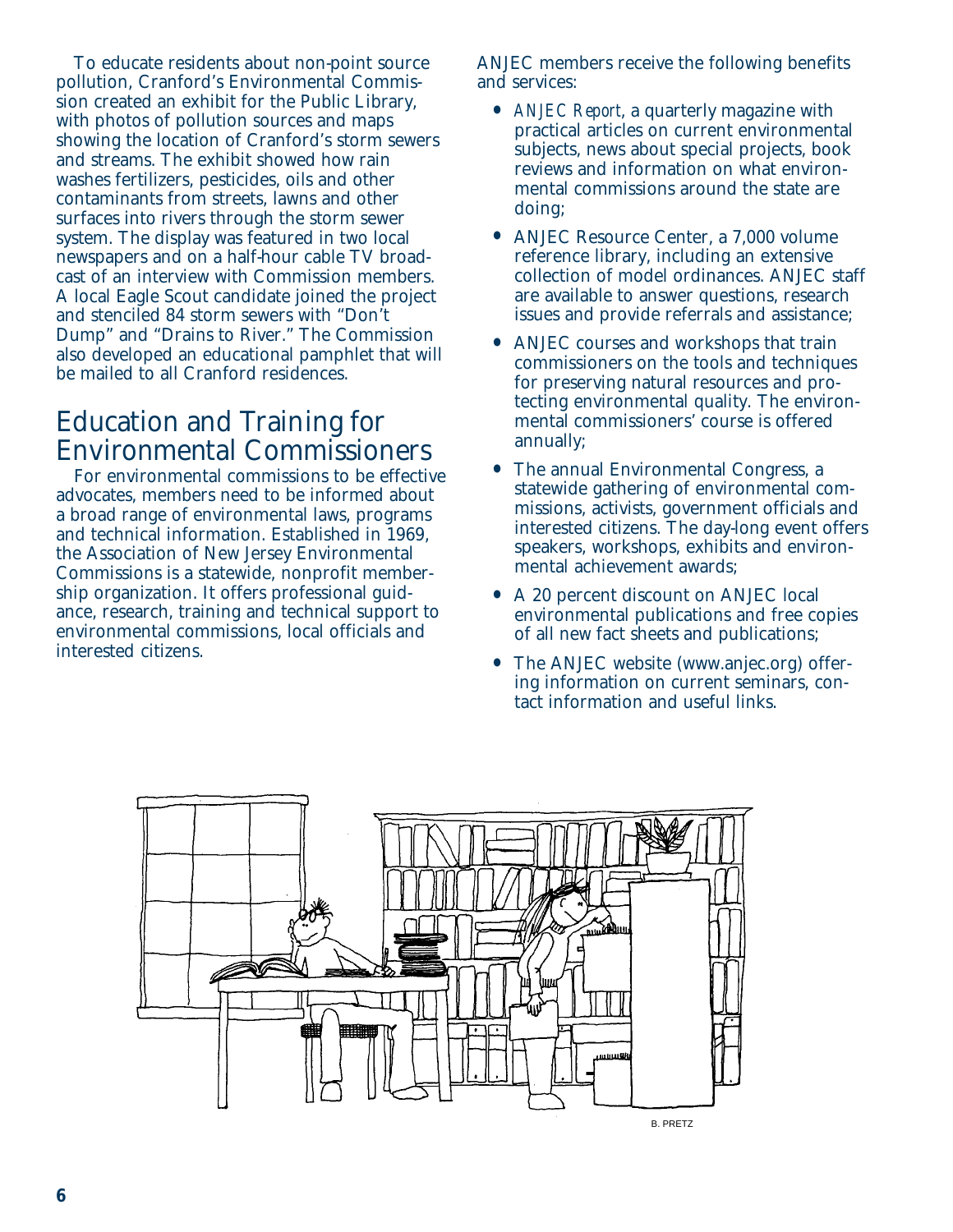To educate residents about non-point source pollution, Cranford's Environmental Commission created an exhibit for the Public Library, with photos of pollution sources and maps showing the location of Cranford's storm sewers and streams. The exhibit showed how rain washes fertilizers, pesticides, oils and other contaminants from streets, lawns and other surfaces into rivers through the storm sewer system. The display was featured in two local newspapers and on a half-hour cable TV broadcast of an interview with Commission members. A local Eagle Scout candidate joined the project and stenciled 84 storm sewers with "Don't Dump" and "Drains to River." The Commission also developed an educational pamphlet that will be mailed to all Cranford residences.

## Education and Training for Environmental Commissioners

For environmental commissions to be effective advocates, members need to be informed about a broad range of environmental laws, programs and technical information. Established in 1969, the Association of New Jersey Environmental Commissions is a statewide, nonprofit membership organization. It offers professional guidance, research, training and technical support to environmental commissions, local officials and interested citizens.

ANJEC members receive the following benefits and services:

- *ANJEC Report*, a quarterly magazine with practical articles on current environmental subjects, news about special projects, book reviews and information on what environmental commissions around the state are doing;
- ANJEC Resource Center, a 7,000 volume reference library, including an extensive collection of model ordinances. ANJEC staff are available to answer questions, research issues and provide referrals and assistance;
- ANJEC courses and workshops that train commissioners on the tools and techniques for preserving natural resources and protecting environmental quality. The environmental commissioners' course is offered annually;
- The annual Environmental Congress, a statewide gathering of environmental commissions, activists, government officials and interested citizens. The day-long event offers speakers, workshops, exhibits and environmental achievement awards;
- A 20 percent discount on ANJEC local environmental publications and free copies of all new fact sheets and publications;
- The ANJEC website (www.anjec.org) offering information on current seminars, contact information and useful links.

B. PRETZ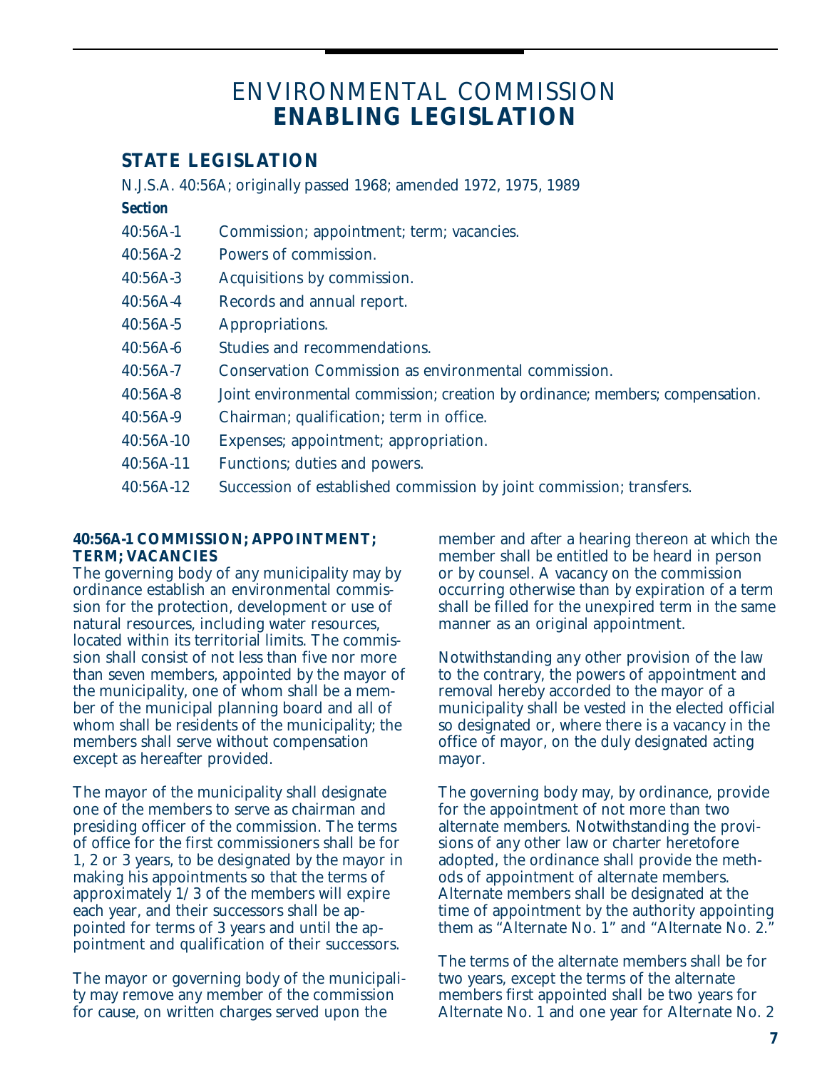# ENVIRONMENTAL COMMISSION **ENABLING LEGISLATION**

## STATE LEGISLATION

N.J.S.A. 40:56A; originally passed 1968; amended 1972, 1975, 1989

***Section***

| | |
|---|---|
| 40:56A-1 | Commission; appointment; term; vacancies. |
| 40:56A-2 | Powers of commission. |
| 40:56A-3 | Acquisitions by commission. |
| 40:56A-4 | Records and annual report. |
| 40:56A-5 | Appropriations. |
| 40:56A-6 | Studies and recommendations. |
| 40:56A-7 | Conservation Commission as environmental commission. |
| 40:56A-8 | Joint environmental commission; creation by ordinance; members; compensation. |
| 40:56A-9 | Chairman; qualification; term in office. |
| 40:56A-10 | Expenses; appointment; appropriation. |
| 40:56A-11 | Functions; duties and powers. |
| 40:56A-12 | Succession of established commission by joint commission; transfers. |

### 40:56A-1 COMMISSION; APPOINTMENT; TERM; VACANCIES

The governing body of any municipality may by ordinance establish an environmental commission for the protection, development or use of natural resources, including water resources, located within its territorial limits. The commission shall consist of not less than five nor more than seven members, appointed by the mayor of the municipality, one of whom shall be a member of the municipal planning board and all of whom shall be residents of the municipality; the members shall serve without compensation except as hereafter provided.

The mayor of the municipality shall designate one of the members to serve as chairman and presiding officer of the commission. The terms of office for the first commissioners shall be for 1, 2 or 3 years, to be designated by the mayor in making his appointments so that the terms of approximately 1/3 of the members will expire each year, and their successors shall be appointed for terms of 3 years and until the appointment and qualification of their successors.

The mayor or governing body of the municipality may remove any member of the commission for cause, on written charges served upon the member and after a hearing thereon at which the member shall be entitled to be heard in person or by counsel. A vacancy on the commission occurring otherwise than by expiration of a term shall be filled for the unexpired term in the same manner as an original appointment.

Notwithstanding any other provision of the law to the contrary, the powers of appointment and removal hereby accorded to the mayor of a municipality shall be vested in the elected official so designated or, where there is a vacancy in the office of mayor, on the duly designated acting mayor.

The governing body may, by ordinance, provide for the appointment of not more than two alternate members. Notwithstanding the provisions of any other law or charter heretofore adopted, the ordinance shall provide the methods of appointment of alternate members. Alternate members shall be designated at the time of appointment by the authority appointing them as "Alternate No. 1" and "Alternate No. 2."

The terms of the alternate members shall be for two years, except the terms of the alternate members first appointed shall be two years for Alternate No. 1 and one year for Alternate No. 2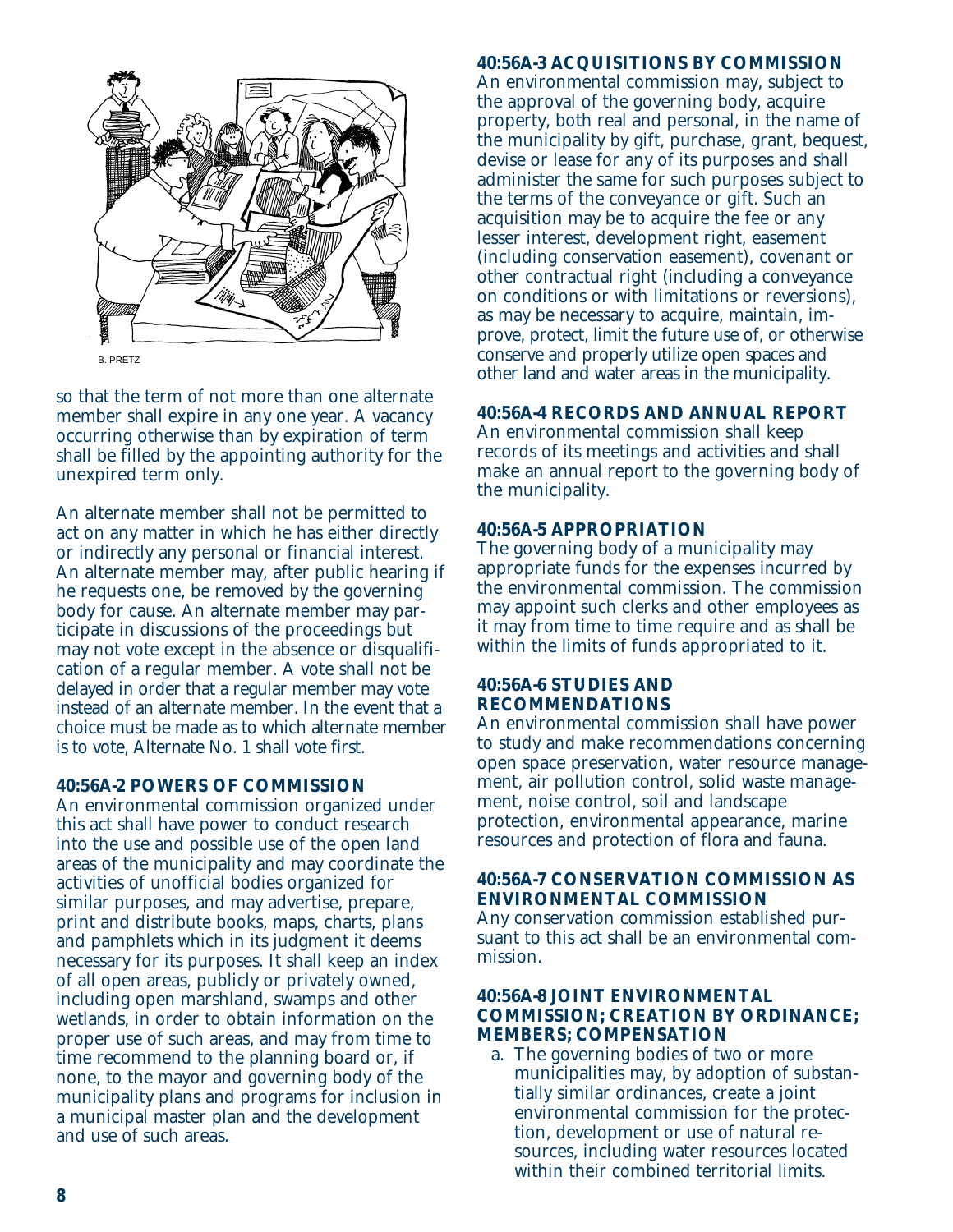so that the term of not more than one alternate member shall expire in any one year. A vacancy occurring otherwise than by expiration of term shall be filled by the appointing authority for the unexpired term only.

An alternate member shall not be permitted to act on any matter in which he has either directly or indirectly any personal or financial interest. An alternate member may, after public hearing if he requests one, be removed by the governing body for cause. An alternate member may participate in discussions of the proceedings but may not vote except in the absence or disqualification of a regular member. A vote shall not be delayed in order that a regular member may vote instead of an alternate member. In the event that a choice must be made as to which alternate member is to vote, Alternate No. 1 shall vote first.

**40:56A-2 POWERS OF COMMISSION**

An environmental commission organized under this act shall have power to conduct research into the use and possible use of the open land areas of the municipality and may coordinate the activities of unofficial bodies organized for similar purposes, and may advertise, prepare, print and distribute books, maps, charts, plans and pamphlets which in its judgment it deems necessary for its purposes. It shall keep an index of all open areas, publicly or privately owned, including open marshland, swamps and other wetlands, in order to obtain information on the proper use of such areas, and may from time to time recommend to the planning board or, if none, to the mayor and governing body of the municipality plans and programs for inclusion in a municipal master plan and the development and use of such areas.

**40:56A-3 ACQUISITIONS BY COMMISSION**

An environmental commission may, subject to the approval of the governing body, acquire property, both real and personal, in the name of the municipality by gift, purchase, grant, bequest, devise or lease for any of its purposes and shall administer the same for such purposes subject to the terms of the conveyance or gift. Such an acquisition may be to acquire the fee or any lesser interest, development right, easement (including conservation easement), covenant or other contractual right (including a conveyance on conditions or with limitations or reversions), as may be necessary to acquire, maintain, improve, protect, limit the future use of, or otherwise conserve and properly utilize open spaces and other land and water areas in the municipality.

**40:56A-4 RECORDS AND ANNUAL REPORT**

An environmental commission shall keep records of its meetings and activities and shall make an annual report to the governing body of the municipality.

**40:56A-5 APPROPRIATION**

The governing body of a municipality may appropriate funds for the expenses incurred by the environmental commission. The commission may appoint such clerks and other employees as it may from time to time require and as shall be within the limits of funds appropriated to it.

**40:56A-6 STUDIES AND RECOMMENDATIONS**

An environmental commission shall have power to study and make recommendations concerning open space preservation, water resource management, air pollution control, solid waste management, noise control, soil and landscape protection, environmental appearance, marine resources and protection of flora and fauna.

**40:56A-7 CONSERVATION COMMISSION AS ENVIRONMENTAL COMMISSION**

Any conservation commission established pursuant to this act shall be an environmental commission.

**40:56A-8 JOINT ENVIRONMENTAL COMMISSION; CREATION BY ORDINANCE; MEMBERS; COMPENSATION**

a. The governing bodies of two or more municipalities may, by adoption of substantially similar ordinances, create a joint environmental commission for the protection, development or use of natural resources, including water resources located within their combined territorial limits.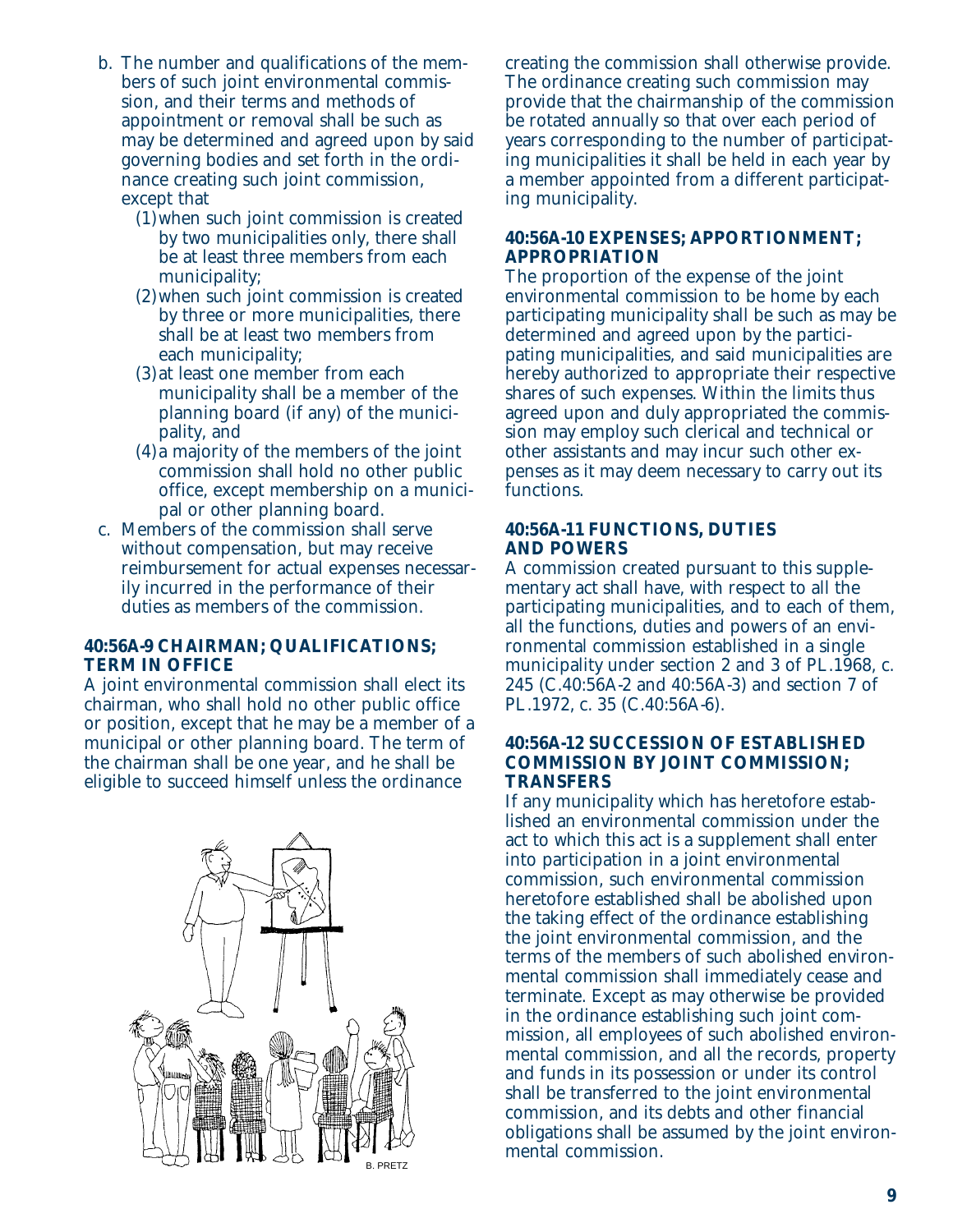b. The number and qualifications of the members of such joint environmental commission, and their terms and methods of appointment or removal shall be such as may be determined and agreed upon by said governing bodies and set forth in the ordinance creating such joint commission, except that
   (1) when such joint commission is created by two municipalities only, there shall be at least three members from each municipality;
   (2) when such joint commission is created by three or more municipalities, there shall be at least two members from each municipality;
   (3) at least one member from each municipality shall be a member of the planning board (if any) of the municipality, and
   (4) a majority of the members of the joint commission shall hold no other public office, except membership on a municipal or other planning board.

c. Members of the commission shall serve without compensation, but may receive reimbursement for actual expenses necessarily incurred in the performance of their duties as members of the commission.

### 40:56A-9 CHAIRMAN; QUALIFICATIONS; TERM IN OFFICE

A joint environmental commission shall elect its chairman, who shall hold no other public office or position, except that he may be a member of a municipal or other planning board. The term of the chairman shall be one year, and he shall be eligible to succeed himself unless the ordinance creating the commission shall otherwise provide. The ordinance creating such commission may provide that the chairmanship of the commission be rotated annually so that over each period of years corresponding to the number of participating municipalities it shall be held in each year by a member appointed from a different participating municipality.

### 40:56A-10 EXPENSES; APPORTIONMENT; APPROPRIATION

The proportion of the expense of the joint environmental commission to be home by each participating municipality shall be such as may be determined and agreed upon by the participating municipalities, and said municipalities are hereby authorized to appropriate their respective shares of such expenses. Within the limits thus agreed upon and duly appropriated the commission may employ such clerical and technical or other assistants and may incur such other expenses as it may deem necessary to carry out its functions.

### 40:56A-11 FUNCTIONS, DUTIES AND POWERS

A commission created pursuant to this supplementary act shall have, with respect to all the participating municipalities, and to each of them, all the functions, duties and powers of an environmental commission established in a single municipality under section 2 and 3 of PL.1968, c. 245 (C.40:56A-2 and 40:56A-3) and section 7 of PL.1972, c. 35 (C.40:56A-6).

### 40:56A-12 SUCCESSION OF ESTABLISHED COMMISSION BY JOINT COMMISSION; TRANSFERS

If any municipality which has heretofore established an environmental commission under the act to which this act is a supplement shall enter into participation in a joint environmental commission, such environmental commission heretofore established shall be abolished upon the taking effect of the ordinance establishing the joint environmental commission, and the terms of the members of such abolished environmental commission shall immediately cease and terminate. Except as may otherwise be provided in the ordinance establishing such joint commission, all employees of such abolished environmental commission, and all the records, property and funds in its possession or under its control shall be transferred to the joint environmental commission, and its debts and other financial obligations shall be assumed by the joint environmental commission.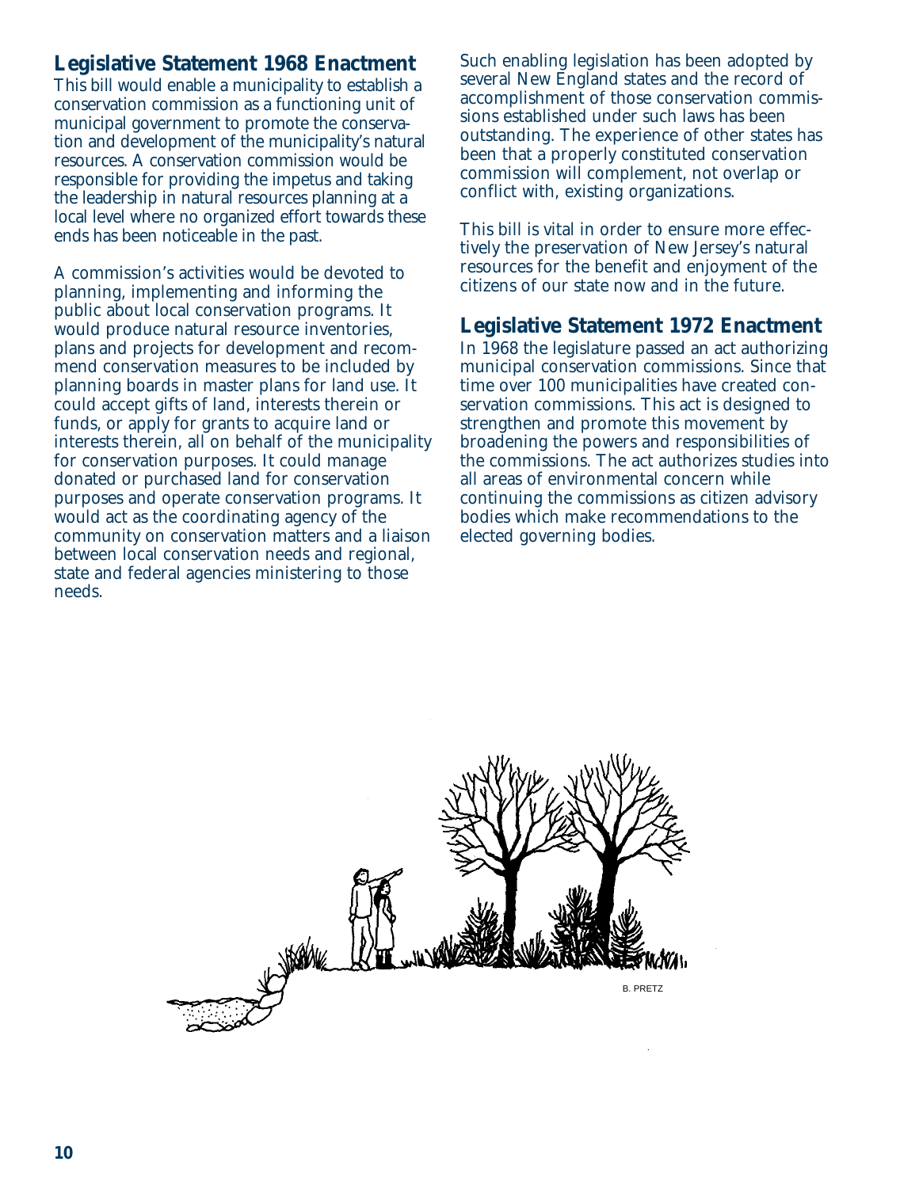## Legislative Statement 1968 Enactment

This bill would enable a municipality to establish a conservation commission as a functioning unit of municipal government to promote the conservation and development of the municipality's natural resources. A conservation commission would be responsible for providing the impetus and taking the leadership in natural resources planning at a local level where no organized effort towards these ends has been noticeable in the past.

A commission's activities would be devoted to planning, implementing and informing the public about local conservation programs. It would produce natural resource inventories, plans and projects for development and recommend conservation measures to be included by planning boards in master plans for land use. It could accept gifts of land, interests therein or funds, or apply for grants to acquire land or interests therein, all on behalf of the municipality for conservation purposes. It could manage donated or purchased land for conservation purposes and operate conservation programs. It would act as the coordinating agency of the community on conservation matters and a liaison between local conservation needs and regional, state and federal agencies ministering to those needs.

Such enabling legislation has been adopted by several New England states and the record of accomplishment of those conservation commissions established under such laws has been outstanding. The experience of other states has been that a properly constituted conservation commission will complement, not overlap or conflict with, existing organizations.

This bill is vital in order to ensure more effectively the preservation of New Jersey's natural resources for the benefit and enjoyment of the citizens of our state now and in the future.

## Legislative Statement 1972 Enactment

In 1968 the legislature passed an act authorizing municipal conservation commissions. Since that time over 100 municipalities have created conservation commissions. This act is designed to strengthen and promote this movement by broadening the powers and responsibilities of the commissions. The act authorizes studies into all areas of environmental concern while continuing the commissions as citizen advisory bodies which make recommendations to the elected governing bodies.

B. PRETZ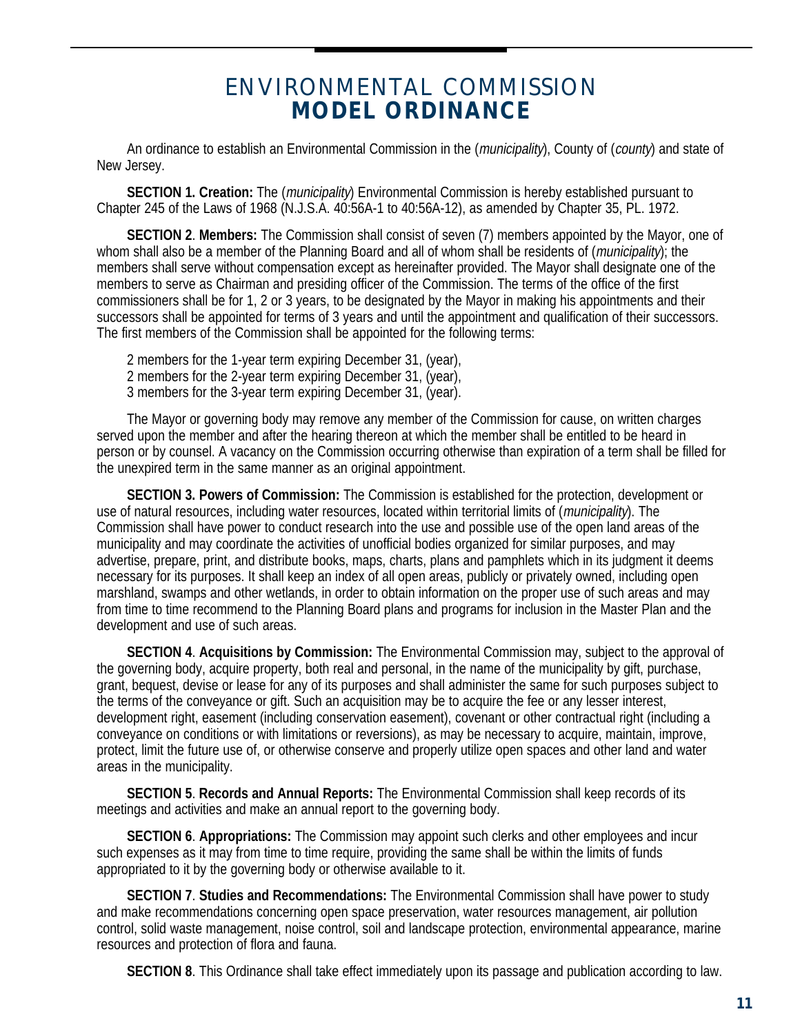# ENVIRONMENTAL COMMISSION **MODEL ORDINANCE**

An ordinance to establish an Environmental Commission in the (*municipality*), County of (*county*) and state of New Jersey.

**SECTION 1. Creation:** The (*municipality*) Environmental Commission is hereby established pursuant to Chapter 245 of the Laws of 1968 (N.J.S.A. 40:56A-1 to 40:56A-12), as amended by Chapter 35, PL. 1972.

**SECTION 2**. **Members:** The Commission shall consist of seven (7) members appointed by the Mayor, one of whom shall also be a member of the Planning Board and all of whom shall be residents of (*municipality*); the members shall serve without compensation except as hereinafter provided. The Mayor shall designate one of the members to serve as Chairman and presiding officer of the Commission. The terms of the office of the first commissioners shall be for 1, 2 or 3 years, to be designated by the Mayor in making his appointments and their successors shall be appointed for terms of 3 years and until the appointment and qualification of their successors. The first members of the Commission shall be appointed for the following terms:

2 members for the 1-year term expiring December 31, (year),
2 members for the 2-year term expiring December 31, (year),
3 members for the 3-year term expiring December 31, (year).

The Mayor or governing body may remove any member of the Commission for cause, on written charges served upon the member and after the hearing thereon at which the member shall be entitled to be heard in person or by counsel. A vacancy on the Commission occurring otherwise than expiration of a term shall be filled for the unexpired term in the same manner as an original appointment.

**SECTION 3. Powers of Commission:** The Commission is established for the protection, development or use of natural resources, including water resources, located within territorial limits of (*municipality*). The Commission shall have power to conduct research into the use and possible use of the open land areas of the municipality and may coordinate the activities of unofficial bodies organized for similar purposes, and may advertise, prepare, print, and distribute books, maps, charts, plans and pamphlets which in its judgment it deems necessary for its purposes. It shall keep an index of all open areas, publicly or privately owned, including open marshland, swamps and other wetlands, in order to obtain information on the proper use of such areas and may from time to time recommend to the Planning Board plans and programs for inclusion in the Master Plan and the development and use of such areas.

**SECTION 4**. **Acquisitions by Commission:** The Environmental Commission may, subject to the approval of the governing body, acquire property, both real and personal, in the name of the municipality by gift, purchase, grant, bequest, devise or lease for any of its purposes and shall administer the same for such purposes subject to the terms of the conveyance or gift. Such an acquisition may be to acquire the fee or any lesser interest, development right, easement (including conservation easement), covenant or other contractual right (including a conveyance on conditions or with limitations or reversions), as may be necessary to acquire, maintain, improve, protect, limit the future use of, or otherwise conserve and properly utilize open spaces and other land and water areas in the municipality.

**SECTION 5**. **Records and Annual Reports:** The Environmental Commission shall keep records of its meetings and activities and make an annual report to the governing body.

**SECTION 6**. **Appropriations:** The Commission may appoint such clerks and other employees and incur such expenses as it may from time to time require, providing the same shall be within the limits of funds appropriated to it by the governing body or otherwise available to it.

**SECTION 7**. **Studies and Recommendations:** The Environmental Commission shall have power to study and make recommendations concerning open space preservation, water resources management, air pollution control, solid waste management, noise control, soil and landscape protection, environmental appearance, marine resources and protection of flora and fauna.

**SECTION 8**. This Ordinance shall take effect immediately upon its passage and publication according to law.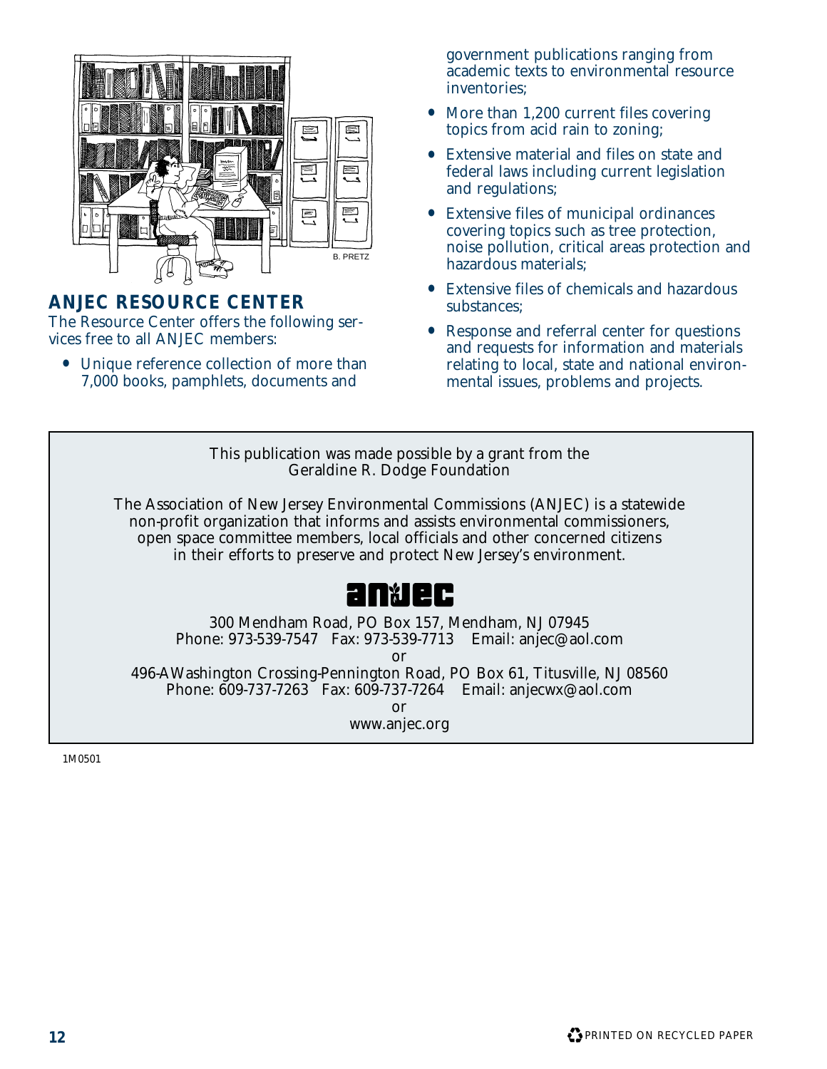## ANJEC RESOURCE CENTER

The Resource Center offers the following services free to all ANJEC members:

- Unique reference collection of more than 7,000 books, pamphlets, documents and government publications ranging from academic texts to environmental resource inventories;
- More than 1,200 current files covering topics from acid rain to zoning;
- Extensive material and files on state and federal laws including current legislation and regulations;
- Extensive files of municipal ordinances covering topics such as tree protection, noise pollution, critical areas protection and hazardous materials;
- Extensive files of chemicals and hazardous substances;
- Response and referral center for questions and requests for information and materials relating to local, state and national environmental issues, problems and projects.

This publication was made possible by a grant from the Geraldine R. Dodge Foundation

The Association of New Jersey Environmental Commissions (ANJEC) is a statewide non-profit organization that informs and assists environmental commissioners, open space committee members, local officials and other concerned citizens in their efforts to preserve and protect New Jersey's environment.

anjec

300 Mendham Road, PO Box 157, Mendham, NJ 07945
Phone: 973-539-7547 Fax: 973-539-7713 Email: anjec@aol.com

or

496-A Washington Crossing-Pennington Road, PO Box 61, Titusville, NJ 08560
Phone: 609-737-7263 Fax: 609-737-7264 Email: anjecwx@aol.com

or

www.anjec.org

1M0501

PRINTED ON RECYCLED PAPER